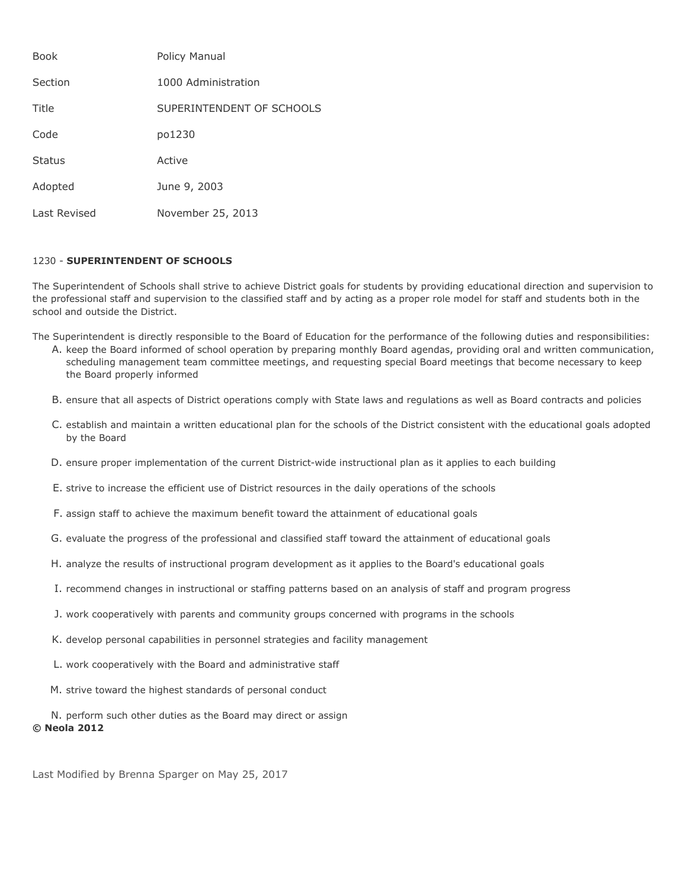| | |
|---|---|
| Book | Policy Manual |
| Section | 1000 Administration |
| Title | SUPERINTENDENT OF SCHOOLS |
| Code | po1230 |
| Status | Active |
| Adopted | June 9, 2003 |
| Last Revised | November 25, 2013 |

1230 - **SUPERINTENDENT OF SCHOOLS**

The Superintendent of Schools shall strive to achieve District goals for students by providing educational direction and supervision to the professional staff and supervision to the classified staff and by acting as a proper role model for staff and students both in the school and outside the District.

The Superintendent is directly responsible to the Board of Education for the performance of the following duties and responsibilities:

A. keep the Board informed of school operation by preparing monthly Board agendas, providing oral and written communication, scheduling management team committee meetings, and requesting special Board meetings that become necessary to keep the Board properly informed

B. ensure that all aspects of District operations comply with State laws and regulations as well as Board contracts and policies

C. establish and maintain a written educational plan for the schools of the District consistent with the educational goals adopted by the Board

D. ensure proper implementation of the current District-wide instructional plan as it applies to each building

E. strive to increase the efficient use of District resources in the daily operations of the schools

F. assign staff to achieve the maximum benefit toward the attainment of educational goals

G. evaluate the progress of the professional and classified staff toward the attainment of educational goals

H. analyze the results of instructional program development as it applies to the Board's educational goals

I. recommend changes in instructional or staffing patterns based on an analysis of staff and program progress

J. work cooperatively with parents and community groups concerned with programs in the schools

K. develop personal capabilities in personnel strategies and facility management

L. work cooperatively with the Board and administrative staff

M. strive toward the highest standards of personal conduct

N. perform such other duties as the Board may direct or assign

**© Neola 2012**

Last Modified by Brenna Sparger on May 25, 2017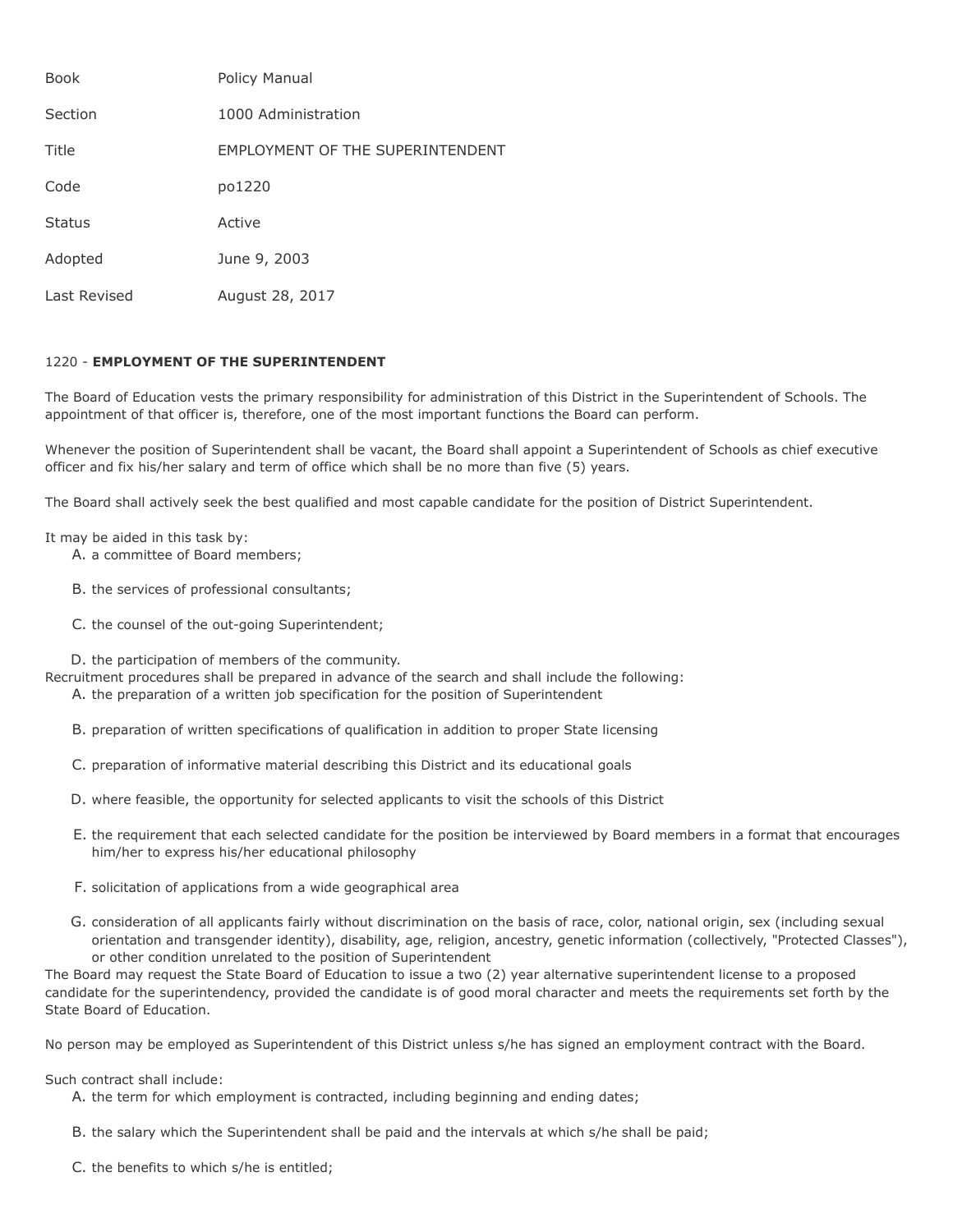| | |
|---|---|
| Book | Policy Manual |
| Section | 1000 Administration |
| Title | EMPLOYMENT OF THE SUPERINTENDENT |
| Code | po1220 |
| Status | Active |
| Adopted | June 9, 2003 |
| Last Revised | August 28, 2017 |

1220 - **EMPLOYMENT OF THE SUPERINTENDENT**

The Board of Education vests the primary responsibility for administration of this District in the Superintendent of Schools. The appointment of that officer is, therefore, one of the most important functions the Board can perform.

Whenever the position of Superintendent shall be vacant, the Board shall appoint a Superintendent of Schools as chief executive officer and fix his/her salary and term of office which shall be no more than five (5) years.

The Board shall actively seek the best qualified and most capable candidate for the position of District Superintendent.

It may be aided in this task by:

A. a committee of Board members;

B. the services of professional consultants;

C. the counsel of the out-going Superintendent;

D. the participation of members of the community.

Recruitment procedures shall be prepared in advance of the search and shall include the following:

A. the preparation of a written job specification for the position of Superintendent

B. preparation of written specifications of qualification in addition to proper State licensing

C. preparation of informative material describing this District and its educational goals

D. where feasible, the opportunity for selected applicants to visit the schools of this District

E. the requirement that each selected candidate for the position be interviewed by Board members in a format that encourages him/her to express his/her educational philosophy

F. solicitation of applications from a wide geographical area

G. consideration of all applicants fairly without discrimination on the basis of race, color, national origin, sex (including sexual orientation and transgender identity), disability, age, religion, ancestry, genetic information (collectively, "Protected Classes"), or other condition unrelated to the position of Superintendent

The Board may request the State Board of Education to issue a two (2) year alternative superintendent license to a proposed candidate for the superintendency, provided the candidate is of good moral character and meets the requirements set forth by the State Board of Education.

No person may be employed as Superintendent of this District unless s/he has signed an employment contract with the Board.

Such contract shall include:

A. the term for which employment is contracted, including beginning and ending dates;

B. the salary which the Superintendent shall be paid and the intervals at which s/he shall be paid;

C. the benefits to which s/he is entitled;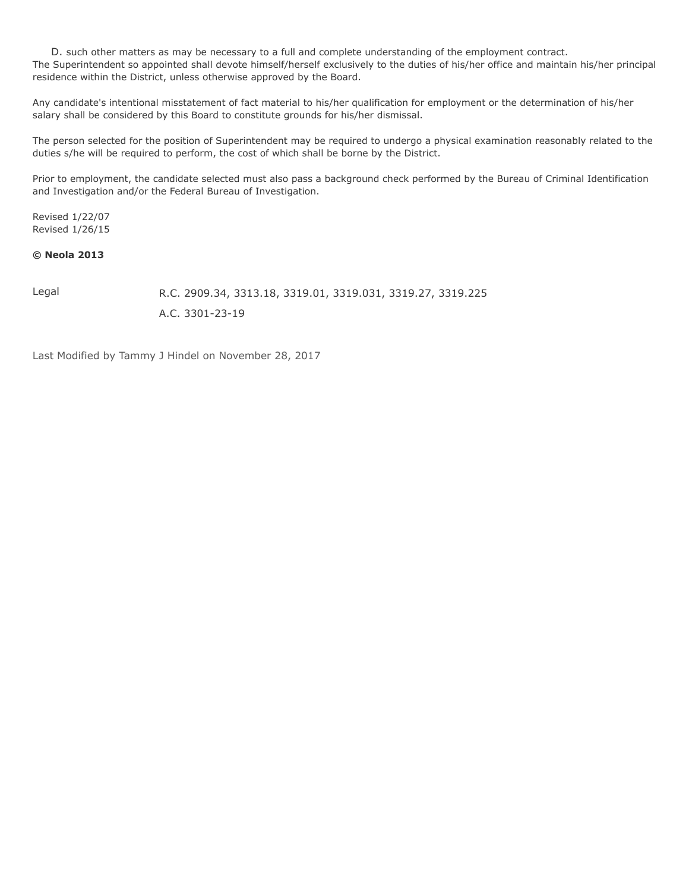D. such other matters as may be necessary to a full and complete understanding of the employment contract.

The Superintendent so appointed shall devote himself/herself exclusively to the duties of his/her office and maintain his/her principal residence within the District, unless otherwise approved by the Board.

Any candidate's intentional misstatement of fact material to his/her qualification for employment or the determination of his/her salary shall be considered by this Board to constitute grounds for his/her dismissal.

The person selected for the position of Superintendent may be required to undergo a physical examination reasonably related to the duties s/he will be required to perform, the cost of which shall be borne by the District.

Prior to employment, the candidate selected must also pass a background check performed by the Bureau of Criminal Identification and Investigation and/or the Federal Bureau of Investigation.

Revised 1/22/07
Revised 1/26/15

**© Neola 2013**

| | |
|---|---|
| Legal | R.C. 2909.34, 3313.18, 3319.01, 3319.031, 3319.27, 3319.225 |
| | A.C. 3301-23-19 |

Last Modified by Tammy J Hindel on November 28, 2017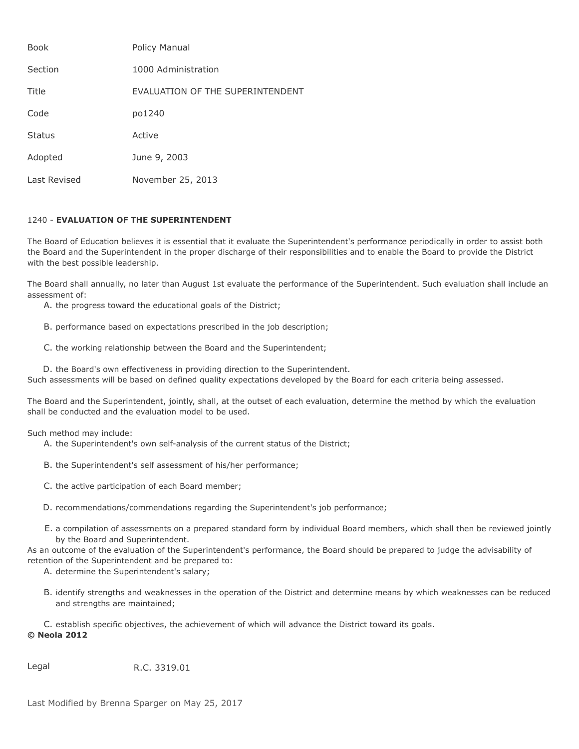| | |
|---|---|
| Book | Policy Manual |
| Section | 1000 Administration |
| Title | EVALUATION OF THE SUPERINTENDENT |
| Code | po1240 |
| Status | Active |
| Adopted | June 9, 2003 |
| Last Revised | November 25, 2013 |

1240 - **EVALUATION OF THE SUPERINTENDENT**

The Board of Education believes it is essential that it evaluate the Superintendent's performance periodically in order to assist both the Board and the Superintendent in the proper discharge of their responsibilities and to enable the Board to provide the District with the best possible leadership.

The Board shall annually, no later than August 1st evaluate the performance of the Superintendent. Such evaluation shall include an assessment of:

A. the progress toward the educational goals of the District;

B. performance based on expectations prescribed in the job description;

C. the working relationship between the Board and the Superintendent;

D. the Board's own effectiveness in providing direction to the Superintendent.

Such assessments will be based on defined quality expectations developed by the Board for each criteria being assessed.

The Board and the Superintendent, jointly, shall, at the outset of each evaluation, determine the method by which the evaluation shall be conducted and the evaluation model to be used.

Such method may include:

A. the Superintendent's own self-analysis of the current status of the District;

B. the Superintendent's self assessment of his/her performance;

C. the active participation of each Board member;

D. recommendations/commendations regarding the Superintendent's job performance;

E. a compilation of assessments on a prepared standard form by individual Board members, which shall then be reviewed jointly by the Board and Superintendent.

As an outcome of the evaluation of the Superintendent's performance, the Board should be prepared to judge the advisability of retention of the Superintendent and be prepared to:

A. determine the Superintendent's salary;

B. identify strengths and weaknesses in the operation of the District and determine means by which weaknesses can be reduced and strengths are maintained;

C. establish specific objectives, the achievement of which will advance the District toward its goals.

**© Neola 2012**

Legal R.C. 3319.01

Last Modified by Brenna Sparger on May 25, 2017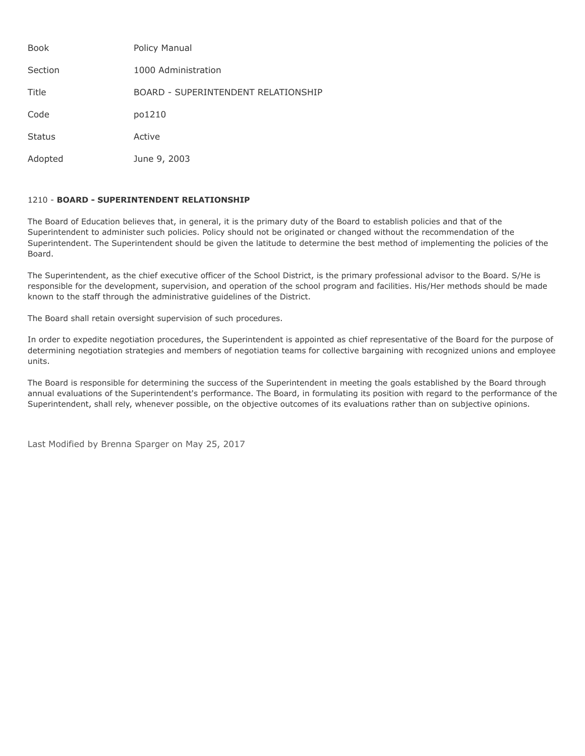| | |
|---|---|
| Book | Policy Manual |
| Section | 1000 Administration |
| Title | BOARD - SUPERINTENDENT RELATIONSHIP |
| Code | po1210 |
| Status | Active |
| Adopted | June 9, 2003 |

1210 - **BOARD - SUPERINTENDENT RELATIONSHIP**

The Board of Education believes that, in general, it is the primary duty of the Board to establish policies and that of the Superintendent to administer such policies. Policy should not be originated or changed without the recommendation of the Superintendent. The Superintendent should be given the latitude to determine the best method of implementing the policies of the Board.

The Superintendent, as the chief executive officer of the School District, is the primary professional advisor to the Board. S/He is responsible for the development, supervision, and operation of the school program and facilities. His/Her methods should be made known to the staff through the administrative guidelines of the District.

The Board shall retain oversight supervision of such procedures.

In order to expedite negotiation procedures, the Superintendent is appointed as chief representative of the Board for the purpose of determining negotiation strategies and members of negotiation teams for collective bargaining with recognized unions and employee units.

The Board is responsible for determining the success of the Superintendent in meeting the goals established by the Board through annual evaluations of the Superintendent's performance. The Board, in formulating its position with regard to the performance of the Superintendent, shall rely, whenever possible, on the objective outcomes of its evaluations rather than on subjective opinions.

Last Modified by Brenna Sparger on May 25, 2017